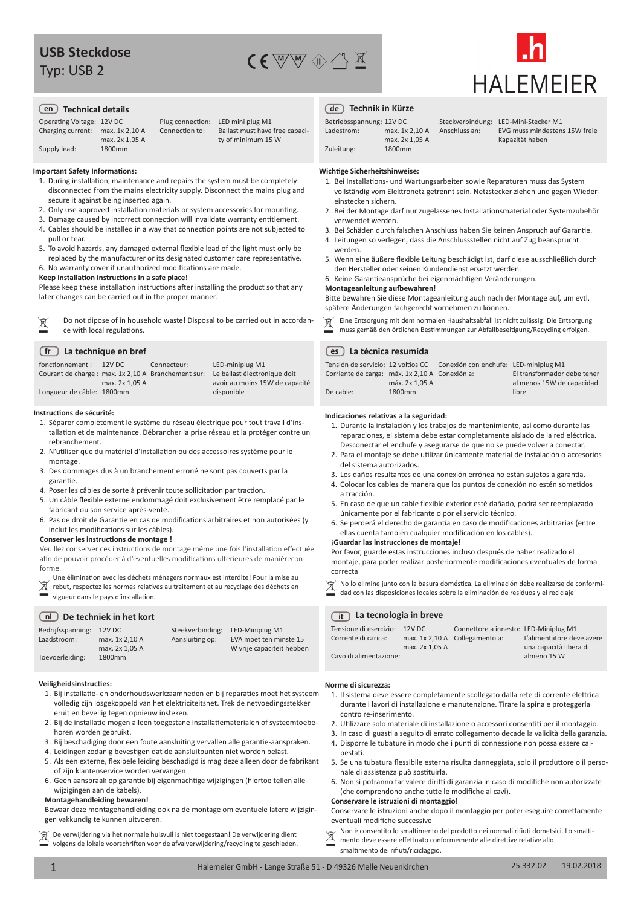# USB Steckdose

Typ: USB 2

HALEMEIER

## en Technical details

| | | | |
|---|---|---|---|
| Operating Voltage: | 12V DC | Plug connection: | LED mini plug M1 |
| Charging current: | max. 1x 2,10 A<br>max. 2x 1,05 A | Connection to: | Ballast must have free capacity of minimum 15 W |
| Supply lead: | 1800mm | | |

**Important Safety Informations:**

1. During installation, maintenance and repairs the system must be completely disconnected from the mains electricity supply. Disconnect the mains plug and secure it against being inserted again.
2. Only use approved installation materials or system accessories for mounting.
3. Damage caused by incorrect connection will invalidate warranty entitlement.
4. Cables should be installed in a way that connection points are not subjected to pull or tear.
5. To avoid hazards, any damaged external flexible lead of the light must only be replaced by the manufacturer or its designated customer care representative.
6. No warranty cover if unauthorized modifications are made.

**Keep installation instructions in a safe place!**

Please keep these installation instructions after installing the product so that any later changes can be carried out in the proper manner.

Do not dipose of in household waste! Disposal to be carried out in accordance with local regulations.

## de Technik in Kürze

| | | | |
|---|---|---|---|
| Betriebsspannung: | 12V DC | Steckverbindung: | LED-Mini-Stecker M1 |
| Ladestrom: | max. 1x 2,10 A<br>max. 2x 1,05 A | Anschluss an: | EVG muss mindestens 15W freie Kapazität haben |
| Zuleitung: | 1800mm | | |

**Wichtige Sicherheitshinweise:**

1. Bei Installations- und Wartungsarbeiten sowie Reparaturen muss das System vollständig vom Elektronetz getrennt sein. Netzstecker ziehen und gegen Wiedereinstecken sichern.
2. Bei der Montage darf nur zugelassenes Installationsmaterial oder Systemzubehör verwendet werden.
3. Bei Schäden durch falschen Anschluss haben Sie keinen Anspruch auf Garantie.
4. Leitungen so verlegen, dass die Anschlussstellen nicht auf Zug beansprucht werden.
5. Wenn eine äußere flexible Leitung beschädigt ist, darf diese ausschließlich durch den Hersteller oder seinen Kundendienst ersetzt werden.
6. Keine Garantieansprüche bei eigenmächtigen Veränderungen.

**Montageanleitung aufbewahren!**

Bitte bewahren Sie diese Montageanleitung auch nach der Montage auf, um evtl. spätere Änderungen fachgerecht vornehmen zu können.

Eine Entsorgung mit dem normalen Haushaltsabfall ist nicht zulässig! Die Entsorgung muss gemäß den örtlichen Bestimmungen zur Abfallbeseitigung/Recycling erfolgen.

## fr La technique en bref

| | | | |
|---|---|---|---|
| fonctionnement : | 12V DC | Connecteur: | LED-miniplug M1 |
| Courant de charge : | max. 1x 2,10 A<br>max. 2x 1,05 A | Branchement sur: | Le ballast électronique doit avoir au moins 15W de capacité disponible |
| Longueur de câble: | 1800mm | | |

**Instructions de sécurité:**

1. Séparer complètement le système du réseau électrique pour tout travail d'installation et de maintenance. Débrancher la prise réseau et la protéger contre un rebranchement.
2. N'utiliser que du matériel d'installation ou des accessoires système pour le montage.
3. Des dommages dus à un branchement erroné ne sont pas couverts par la garantie.
4. Poser les câbles de sorte à prévenir toute sollicitation par traction.
5. Un câble flexible externe endommagé doit exclusivement être remplacé par le fabricant ou son service après-vente.
6. Pas de droit de Garantie en cas de modifications arbitraires et non autorisées (y inclut les modifications sur les câbles).

**Conserver les instructions de montage !**

Veuillez conserver ces instructions de montage même une fois l'installation effectuée afin de pouvoir procéder à d'éventuelles modifications ultérieures de manièreconforme.

Une élimination avec les déchets ménagers normaux est interdite! Pour la mise au rebut, respectez les normes relatives au traitement et au recyclage des déchets en vigueur dans le pays d'installation.

## es La técnica resumida

| | | | |
|---|---|---|---|
| Tensión de servicio: | 12 voltios CC | Conexión con enchufe: | LED-miniplug M1 |
| Corriente de carga: | máx. 1x 2,10 A<br>máx. 2x 1,05 A | Conexión a: | El transformador debe tener al menos 15W de capacidad libre |
| De cable: | 1800mm | | |

**Indicaciones relativas a la seguridad:**

1. Durante la instalación y los trabajos de mantenimiento, así como durante las reparaciones, el sistema debe estar completamente aislado de la red eléctrica. Desconectar el enchufe y asegurarse de que no se puede volver a conectar.
2. Para el montaje se debe utilizar únicamente material de instalación o accesorios del sistema autorizados.
3. Los daños resultantes de una conexión errónea no están sujetos a garantía.
4. Colocar los cables de manera que los puntos de conexión no estén sometidos a tracción.
5. En caso de que un cable flexible exterior esté dañado, podrá ser reemplazado únicamente por el fabricante o por el servicio técnico.
6. Se perderá el derecho de garantía en caso de modificaciones arbitrarias (entre ellas cuenta también cualquier modificación en los cables).

**¡Guardar las instrucciones de montaje!**

Por favor, guarde estas instrucciones incluso después de haber realizado el montaje, para poder realizar posteriormente modificaciones eventuales de forma correcta

No lo elimine junto con la basura doméstica. La eliminación debe realizarse de conformidad con las disposiciones locales sobre la eliminación de residuos y el reciclaje

## nl De techniek in het kort

| | | | |
|---|---|---|---|
| Bedrijfsspanning: | 12V DC | Steekverbinding: | LED-Miniplug M1 |
| Laadstroom: | max. 1x 2,10 A<br>max. 2x 1,05 A | Aansluiting op: | EVA moet ten minste 15 W vrije capaciteit hebben |
| Toevoerleiding: | 1800mm | | |

**Veiligheidsinstructies:**

1. Bij installatie- en onderhoudswerkzaamheden en bij reparaties moet het systeem volledig zijn losgekoppeld van het elektriciteitsnet. Trek de netvoedingsstekker eruit en beveilig tegen opnieuw insteken.
2. Bij de installatie mogen alleen toegestane installatiematerialen of systeemtoebehoren worden gebruikt.
3. Bij beschadiging door een foute aansluiting vervallen alle garantie-aanspraken.
4. Leidingen zodanig bevestigen dat de aansluitpunten niet worden belast.
5. Als een externe, flexibele leiding beschadigd is mag deze alleen door de fabrikant of zijn klantenservice worden vervangen
6. Geen aanspraak op garantie bij eigenmachtige wijzigingen (hiertoe tellen alle wijzigingen aan de kabels).

**Montagehandleiding bewaren!**

Bewaar deze montagehandleiding ook na de montage om eventuele latere wijzigingen vakkundig te kunnen uitvoeren.

De verwijdering via het normale huisvuil is niet toegestaan! De verwijdering dient volgens de lokale voorschriften voor de afvalverwijdering/recycling te geschieden.

## it La tecnologia in breve

| | | | |
|---|---|---|---|
| Tensione di esercizio: | 12V DC | Connettore a innesto: | LED-Miniplug M1 |
| Corrente di carica: | max. 1x 2,10 A<br>max. 2x 1,05 A | Collegamento a: | L'alimentatore deve avere una capacità libera di almeno 15 W |
| Cavo di alimentazione: | | | |

**Norme di sicurezza:**

1. Il sistema deve essere completamente scollegato dalla rete di corrente elettrica durante i lavori di installazione e manutenzione. Tirare la spina e proteggerla contro re-inserimento.
2. Utilizzare solo materiale di installazione o accessori consentiti per il montaggio.
3. In caso di guasti a seguito di errato collegamento decade la validità della garanzia.
4. Disporre le tubature in modo che i punti di connessione non possa essere calpestati.
5. Se una tubatura flessibile esterna risulta danneggiata, solo il produttore o il personale di assistenza può sostituirla.
6. Non si potranno far valere diritti di garanzia in caso di modifiche non autorizzate (che comprendono anche tutte le modifiche ai cavi).

**Conservare le istruzioni di montaggio!**

Conservare le istruzioni anche dopo il montaggio per poter eseguire correttamente eventuali modifiche successive

Non è consentito lo smaltimento del prodotto nei normali rifiuti dometsici. Lo smaltimento deve essere effettuato conformemente alle direttive relative allo smaltimento dei rifiuti/riciclaggio.

Halemeier GmbH - Lange Straße 51 - D 49326 Melle Neuenkirchen    25.332.02    19.02.2018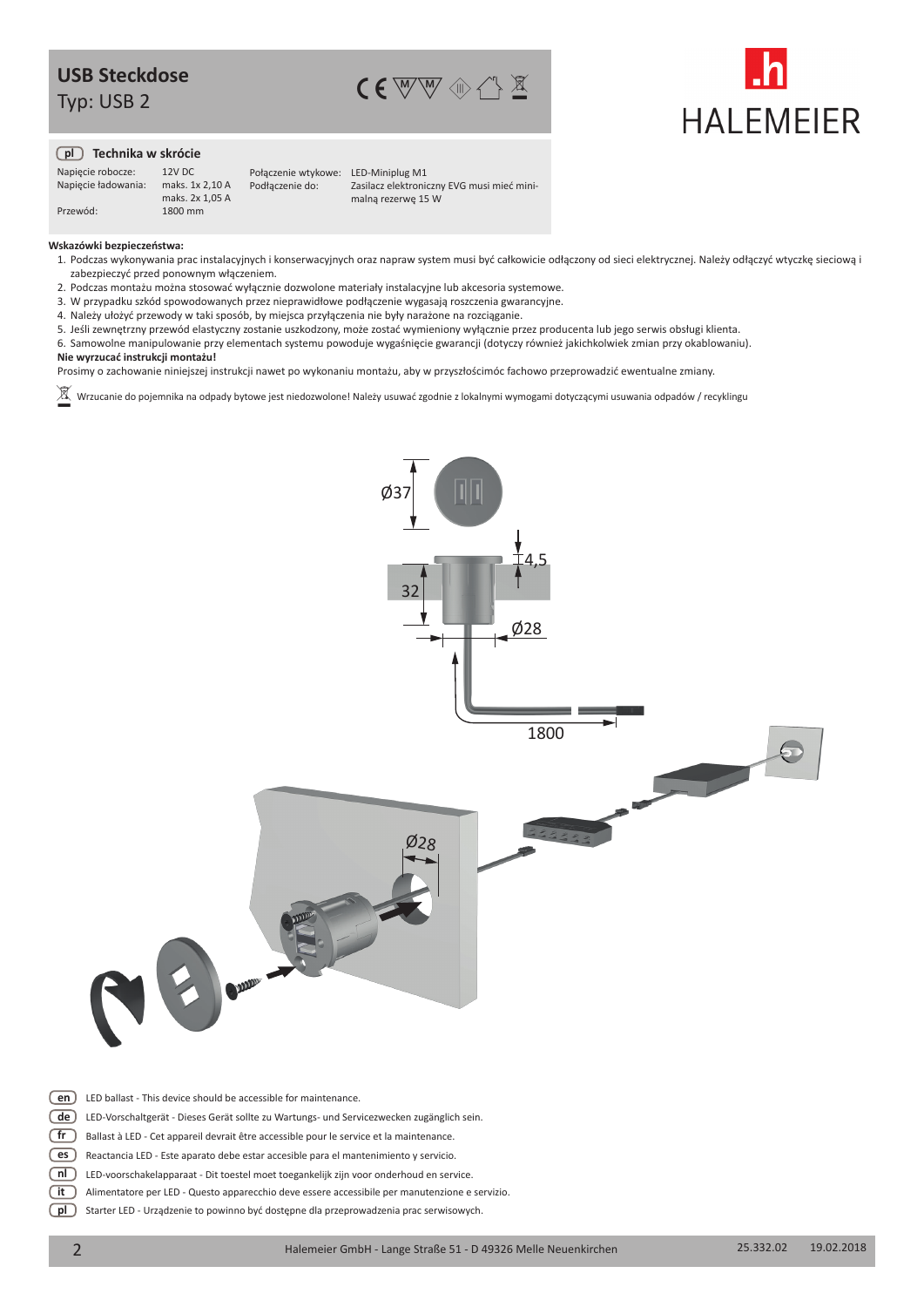# USB Steckdose

Typ: USB 2

HALEMEIER

## pl Technika w skrócie

| | | | |
|---|---|---|---|
| Napięcie robocze: | 12V DC | Połączenie wtykowe: | LED-Miniplug M1 |
| Napięcie ładowania: | maks. 1x 2,10 A<br>maks. 2x 1,05 A | Podłączenie do: | Zasilacz elektroniczny EVG musi mieć minimalną rezerwę 15 W |
| Przewód: | 1800 mm | | |

**Wskazówki bezpieczeństwa:**

1. Podczas wykonywania prac instalacyjnych i konserwacyjnych oraz napraw system musi być całkowicie odłączony od sieci elektrycznej. Należy odłączyć wtyczkę sieciową i zabezpieczyć przed ponownym włączeniem.
2. Podczas montażu można stosować wyłącznie dozwolone materiały instalacyjne lub akcesoria systemowe.
3. W przypadku szkód spowodowanych przez nieprawidłowe podłączenie wygasają roszczenia gwarancyjne.
4. Należy ułożyć przewody w taki sposób, by miejsca przyłączenia nie były narażone na rozciąganie.
5. Jeśli zewnętrzny przewód elastyczny zostanie uszkodzony, może zostać wymieniony wyłącznie przez producenta lub jego serwis obsługi klienta.
6. Samowolne manipulowanie przy elementach systemu powoduje wygaśnięcie gwarancji (dotyczy również jakichkolwiek zmian przy okablowaniu).

**Nie wyrzucać instrukcji montażu!**

Prosimy o zachowanie niniejszej instrukcji nawet po wykonaniu montażu, aby w przyszłościmóc fachowo przeprowadzić ewentualne zmiany.

Wrzucanie do pojemnika na odpady bytowe jest niedozwolone! Należy usuwać zgodnie z lokalnymi wymogami dotyczącymi usuwania odpadów / recyklingu

Ø37

4,5

32

Ø28

1800

Ø28

en LED ballast - This device should be accessible for maintenance.

de LED-Vorschaltgerät - Dieses Gerät sollte zu Wartungs- und Servicezwecken zugänglich sein.

fr Ballast à LED - Cet appareil devrait être accessible pour le service et la maintenance.

es Reactancia LED - Este aparato debe estar accesible para el mantenimiento y servicio.

nl LED-voorschakelapparaat - Dit toestel moet toegankelijk zijn voor onderhoud en service.

it Alimentatore per LED - Questo apparecchio deve essere accessibile per manutenzione e servizio.

pl Starter LED - Urządzenie to powinno być dostępne dla przeprowadzenia prac serwisowych.

Halemeier GmbH - Lange Straße 51 - D 49326 Melle Neuenkirchen 25.332.02 19.02.2018